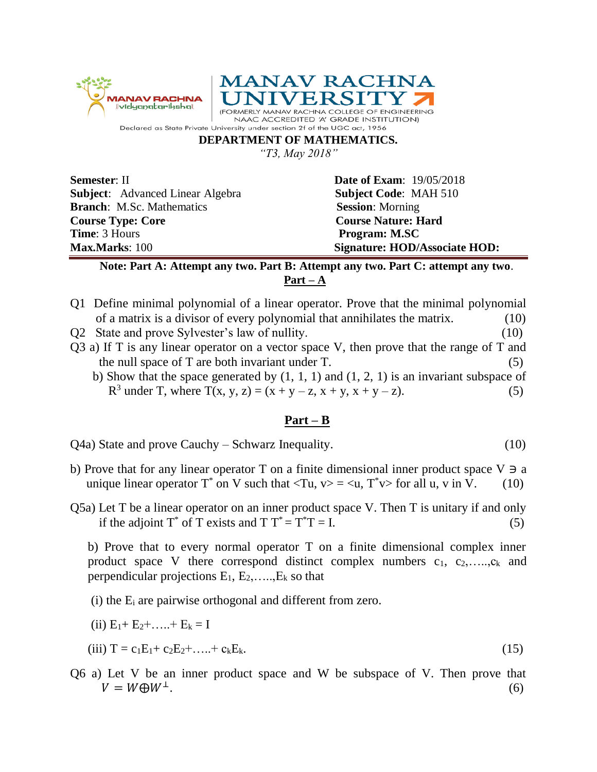MANAV RACHNA vidyanatariksha

# MANAV RACHNA UNIVERSITY

(FORMERLY MANAV RACHNA COLLEGE OF ENGINEERING NAAC ACCREDITED 'A' GRADE INSTITUTION)

Declared as State Private University under section 2f of the UGC act, 1956

## DEPARTMENT OF MATHEMATICS.

*"T3, May 2018"*

| | |
|---|---|
| **Semester**: II | **Date of Exam**: 19/05/2018 |
| **Subject**: Advanced Linear Algebra | **Subject Code**: MAH 510 |
| **Branch**: M.Sc. Mathematics | **Session**: Morning |
| **Course Type: Core** | **Course Nature: Hard** |
| **Time**: 3 Hours | **Program: M.SC** |
| **Max.Marks**: 100 | **Signature: HOD/Associate HOD:** |

**Note: Part A: Attempt any two. Part B: Attempt any two. Part C: attempt any two.**

### Part – A

Q1 Define minimal polynomial of a linear operator. Prove that the minimal polynomial of a matrix is a divisor of every polynomial that annihilates the matrix. (10)

Q2 State and prove Sylvester's law of nullity. (10)

Q3 a) If T is any linear operator on a vector space V, then prove that the range of T and the null space of T are both invariant under T. (5)

b) Show that the space generated by (1, 1, 1) and (1, 2, 1) is an invariant subspace of $R^3$ under T, where T(x, y, z) = (x + y – z, x + y, x + y – z). (5)

### Part – B

Q4a) State and prove Cauchy – Schwarz Inequality. (10)

b) Prove that for any linear operator T on a finite dimensional inner product space V ∋ a unique linear operator $T^*$ on V such that <Tu, v> = <u, $T^*$v> for all u, v in V. (10)

Q5a) Let T be a linear operator on an inner product space V. Then T is unitary if and only if the adjoint $T^*$ of T exists and $TT^* = T^*T = I$. (5)

b) Prove that to every normal operator T on a finite dimensional complex inner product space V there correspond distinct complex numbers $c_1, c_2, \ldots, c_k$ and perpendicular projections $E_1, E_2, \ldots, E_k$ so that

(i) the $E_i$ are pairwise orthogonal and different from zero.

(ii) $E_1 + E_2 + \ldots + E_k = I$

(iii) $T = c_1E_1 + c_2E_2 + \ldots + c_kE_k$. (15)

Q6 a) Let V be an inner product space and W be subspace of V. Then prove that $V = W \oplus W^{\perp}$. (6)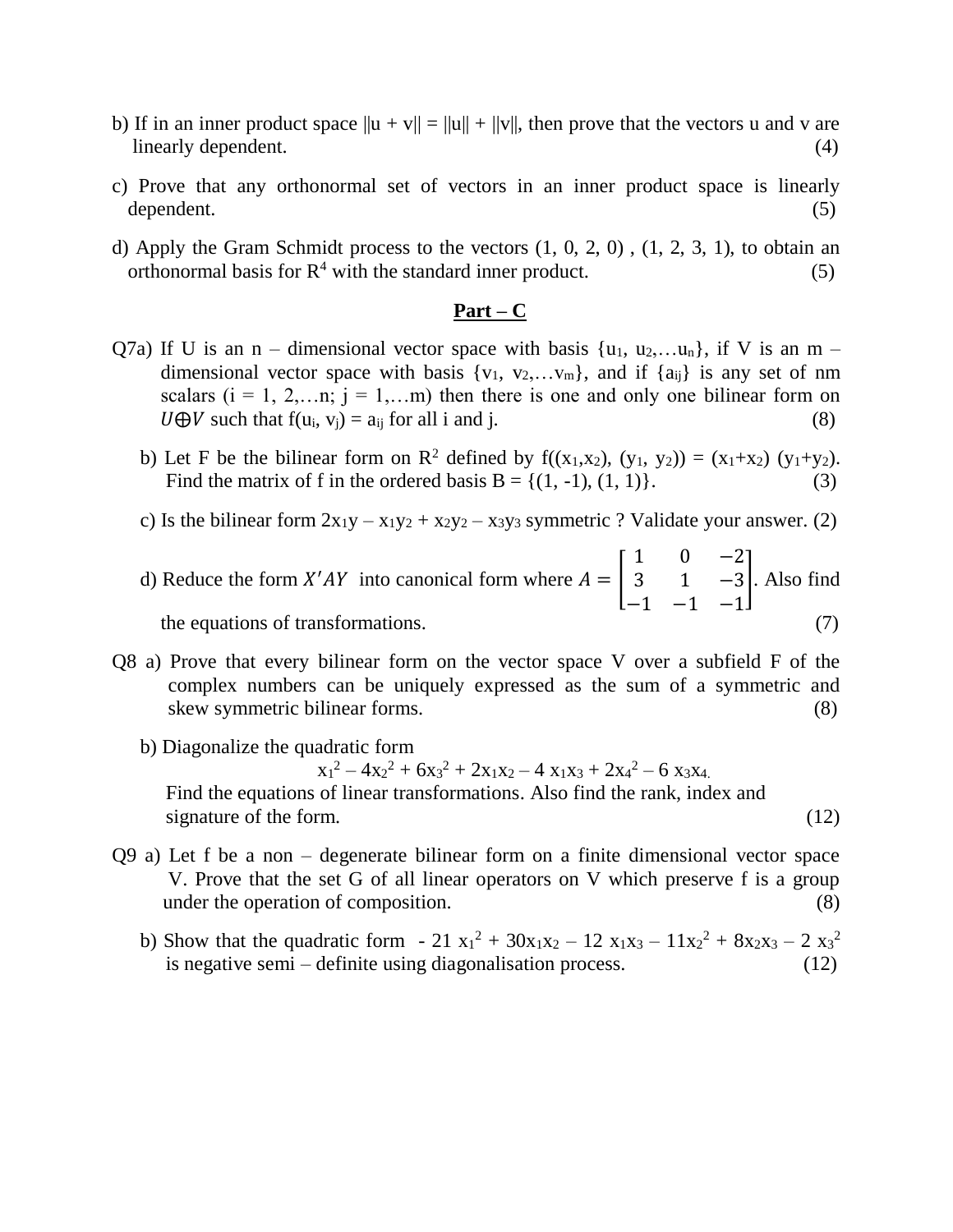b) If in an inner product space $\|u + v\| = \|u\| + \|v\|$, then prove that the vectors u and v are linearly dependent. (4)

c) Prove that any orthonormal set of vectors in an inner product space is linearly dependent. (5)

d) Apply the Gram Schmidt process to the vectors (1, 0, 2, 0) , (1, 2, 3, 1), to obtain an orthonormal basis for $R^4$ with the standard inner product. (5)

## Part – C

Q7a) If U is an n – dimensional vector space with basis $\{u_1, u_2, \ldots u_n\}$, if V is an m – dimensional vector space with basis $\{v_1, v_2, \ldots v_m\}$, and if $\{a_{ij}\}$ is any set of nm scalars ($i = 1, 2, \ldots n$; $j = 1, \ldots m$) then there is one and only one bilinear form on $U \oplus V$ such that $f(u_i, v_j) = a_{ij}$ for all i and j. (8)

b) Let F be the bilinear form on $R^2$ defined by $f((x_1,x_2), (y_1, y_2)) = (x_1+x_2)(y_1+y_2)$. Find the matrix of f in the ordered basis B = {(1, -1), (1, 1)}. (3)

c) Is the bilinear form $2x_1y - x_1y_2 + x_2y_2 - x_3y_3$ symmetric ? Validate your answer. (2)

d) Reduce the form $X'AY$ into canonical form where $A = \begin{bmatrix} 1 & 0 & -2 \\ 3 & 1 & -3 \\ -1 & -1 & -1 \end{bmatrix}$. Also find the equations of transformations. (7)

Q8 a) Prove that every bilinear form on the vector space V over a subfield F of the complex numbers can be uniquely expressed as the sum of a symmetric and skew symmetric bilinear forms. (8)

b) Diagonalize the quadratic form

$$x_1^2 - 4x_2^2 + 6x_3^2 + 2x_1x_2 - 4x_1x_3 + 2x_4^2 - 6x_3x_4.$$

Find the equations of linear transformations. Also find the rank, index and signature of the form. (12)

Q9 a) Let f be a non – degenerate bilinear form on a finite dimensional vector space V. Prove that the set G of all linear operators on V which preserve f is a group under the operation of composition. (8)

b) Show that the quadratic form $-21x_1^2 + 30x_1x_2 - 12x_1x_3 - 11x_2^2 + 8x_2x_3 - 2x_3^2$ is negative semi – definite using diagonalisation process. (12)